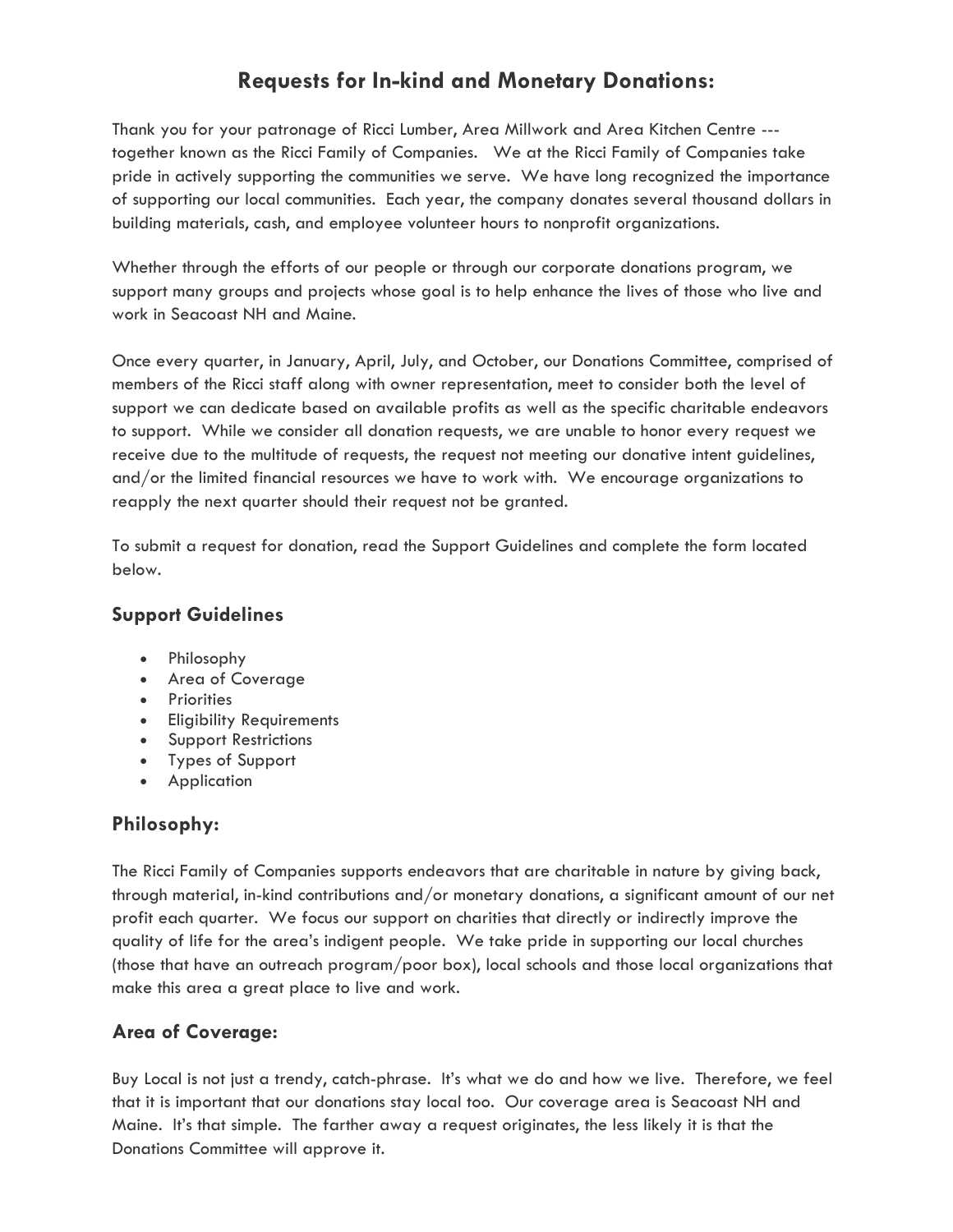# Requests for In-kind and Monetary Donations:

Thank you for your patronage of Ricci Lumber, Area Millwork and Area Kitchen Centre --- together known as the Ricci Family of Companies. We at the Ricci Family of Companies take pride in actively supporting the communities we serve. We have long recognized the importance of supporting our local communities. Each year, the company donates several thousand dollars in building materials, cash, and employee volunteer hours to nonprofit organizations.

Whether through the efforts of our people or through our corporate donations program, we support many groups and projects whose goal is to help enhance the lives of those who live and work in Seacoast NH and Maine.

Once every quarter, in January, April, July, and October, our Donations Committee, comprised of members of the Ricci staff along with owner representation, meet to consider both the level of support we can dedicate based on available profits as well as the specific charitable endeavors to support. While we consider all donation requests, we are unable to honor every request we receive due to the multitude of requests, the request not meeting our donative intent guidelines, and/or the limited financial resources we have to work with. We encourage organizations to reapply the next quarter should their request not be granted.

To submit a request for donation, read the Support Guidelines and complete the form located below.

## Support Guidelines

- Philosophy
- Area of Coverage
- Priorities
- Eligibility Requirements
- Support Restrictions
- Types of Support
- Application

## Philosophy:

The Ricci Family of Companies supports endeavors that are charitable in nature by giving back, through material, in-kind contributions and/or monetary donations, a significant amount of our net profit each quarter. We focus our support on charities that directly or indirectly improve the quality of life for the area's indigent people. We take pride in supporting our local churches (those that have an outreach program/poor box), local schools and those local organizations that make this area a great place to live and work.

## Area of Coverage:

Buy Local is not just a trendy, catch-phrase. It's what we do and how we live. Therefore, we feel that it is important that our donations stay local too. Our coverage area is Seacoast NH and Maine. It's that simple. The farther away a request originates, the less likely it is that the Donations Committee will approve it.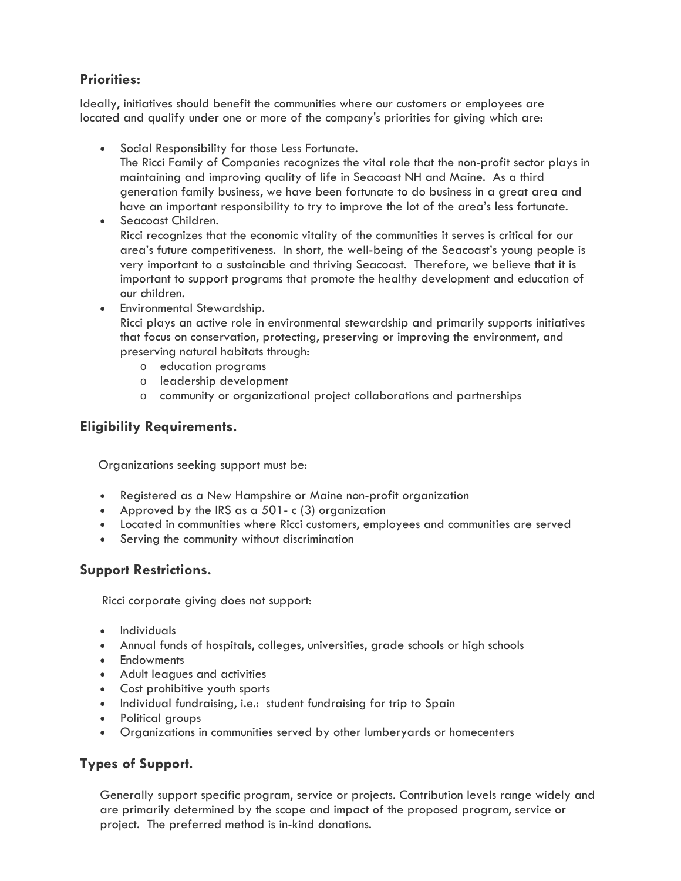## Priorities:

Ideally, initiatives should benefit the communities where our customers or employees are located and qualify under one or more of the company's priorities for giving which are:

- Social Responsibility for those Less Fortunate.
  The Ricci Family of Companies recognizes the vital role that the non-profit sector plays in maintaining and improving quality of life in Seacoast NH and Maine. As a third generation family business, we have been fortunate to do business in a great area and have an important responsibility to try to improve the lot of the area's less fortunate.
- Seacoast Children.
  Ricci recognizes that the economic vitality of the communities it serves is critical for our area's future competitiveness. In short, the well-being of the Seacoast's young people is very important to a sustainable and thriving Seacoast. Therefore, we believe that it is important to support programs that promote the healthy development and education of our children.
- Environmental Stewardship.
  Ricci plays an active role in environmental stewardship and primarily supports initiatives that focus on conservation, protecting, preserving or improving the environment, and preserving natural habitats through:
  - education programs
  - leadership development
  - community or organizational project collaborations and partnerships

## Eligibility Requirements.

Organizations seeking support must be:

- Registered as a New Hampshire or Maine non-profit organization
- Approved by the IRS as a 501- c (3) organization
- Located in communities where Ricci customers, employees and communities are served
- Serving the community without discrimination

## Support Restrictions.

Ricci corporate giving does not support:

- Individuals
- Annual funds of hospitals, colleges, universities, grade schools or high schools
- Endowments
- Adult leagues and activities
- Cost prohibitive youth sports
- Individual fundraising, i.e.: student fundraising for trip to Spain
- Political groups
- Organizations in communities served by other lumberyards or homecenters

## Types of Support.

Generally support specific program, service or projects. Contribution levels range widely and are primarily determined by the scope and impact of the proposed program, service or project. The preferred method is in-kind donations.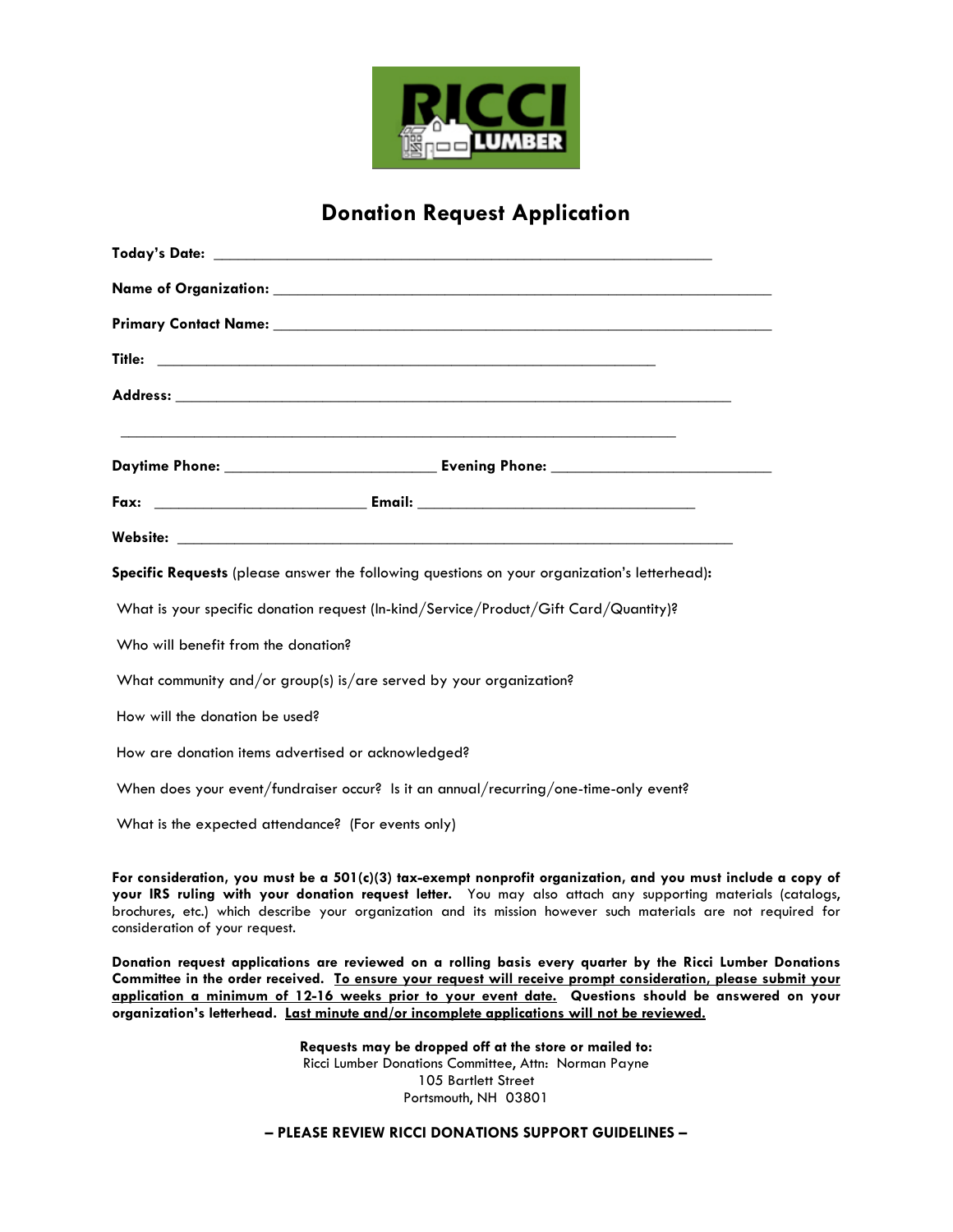# Donation Request Application

**Today's Date:** ____________________________________________________________

**Name of Organization:** ____________________________________________________________

**Primary Contact Name:** ____________________________________________________________

**Title:** ____________________________________________________________

**Address:** ____________________________________________________________

____________________________________________________________

**Daytime Phone:** __________________________ **Evening Phone:** __________________________

**Fax:** __________________________ **Email:** __________________________________

**Website:** ____________________________________________________________

**Specific Requests** (please answer the following questions on your organization's letterhead)**:**

What is your specific donation request (In-kind/Service/Product/Gift Card/Quantity)?

Who will benefit from the donation?

What community and/or group(s) is/are served by your organization?

How will the donation be used?

How are donation items advertised or acknowledged?

When does your event/fundraiser occur? Is it an annual/recurring/one-time-only event?

What is the expected attendance? (For events only)

**For consideration, you must be a 501(c)(3) tax-exempt nonprofit organization, and you must include a copy of your IRS ruling with your donation request letter.** You may also attach any supporting materials (catalogs, brochures, etc.) which describe your organization and its mission however such materials are not required for consideration of your request.

**Donation request applications are reviewed on a rolling basis every quarter by the Ricci Lumber Donations Committee in the order received. <u>To ensure your request will receive prompt consideration, please submit your application a minimum of 12-16 weeks prior to your event date.</u> Questions should be answered on your organization's letterhead. <u>Last minute and/or incomplete applications will not be reviewed.</u>**

**Requests may be dropped off at the store or mailed to:**
Ricci Lumber Donations Committee, Attn: Norman Payne
105 Bartlett Street
Portsmouth, NH 03801

**– PLEASE REVIEW RICCI DONATIONS SUPPORT GUIDELINES –**